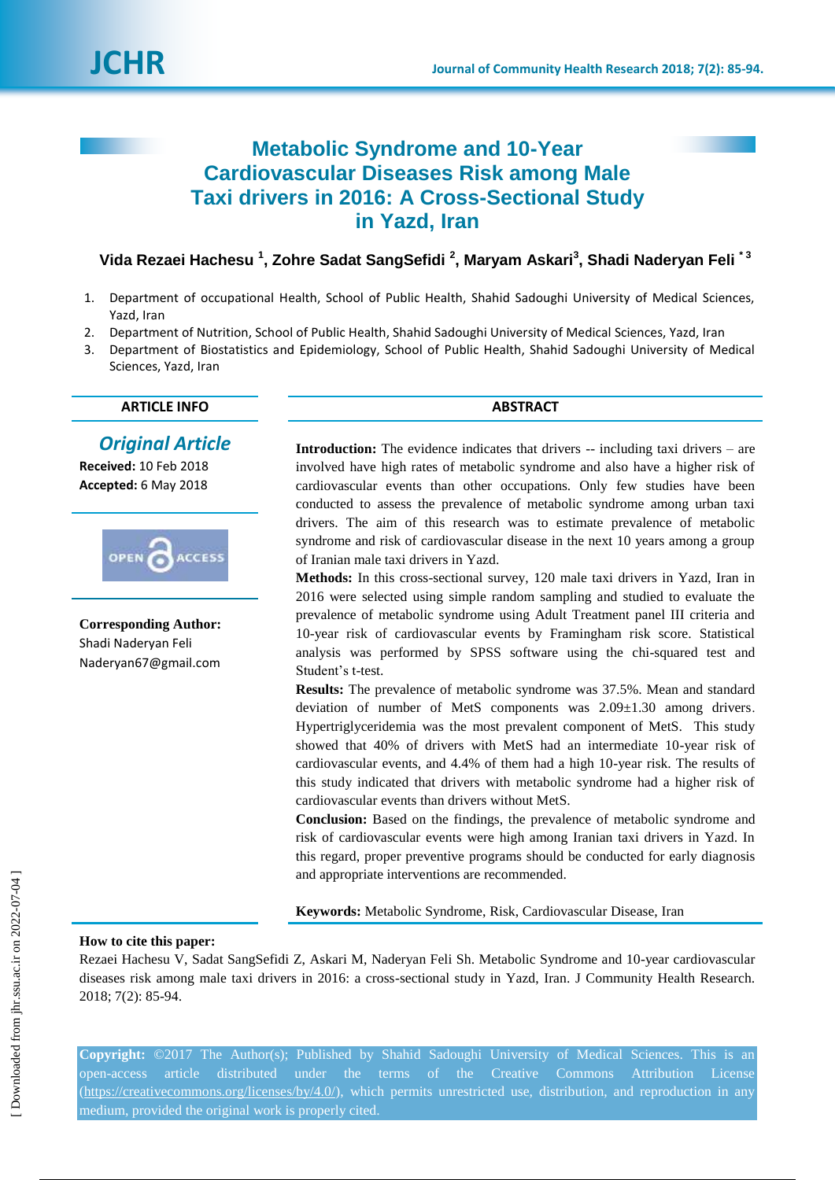# Metabolic Syndrome and 10-Year Cardiovascular Diseases Risk among Male Taxi drivers in 2016: A Cross-Sectional Study in Yazd, Iran

**Vida Rezaei Hachesu [1], Zohre Sadat SangSefidi [2], Maryam Askari[3], Shadi Naderyan Feli [* 3]**

1. Department of occupational Health, School of Public Health, Shahid Sadoughi University of Medical Sciences, Yazd, Iran
2. Department of Nutrition, School of Public Health, Shahid Sadoughi University of Medical Sciences, Yazd, Iran
3. Department of Biostatistics and Epidemiology, School of Public Health, Shahid Sadoughi University of Medical Sciences, Yazd, Iran

## ARTICLE INFO

***Original Article***

**Received:** 10 Feb 2018
**Accepted:** 6 May 2018

OPEN ACCESS

**Corresponding Author:**
Shadi Naderyan Feli
Naderyan67@gmail.com

## ABSTRACT

**Introduction:** The evidence indicates that drivers -- including taxi drivers – are involved have high rates of metabolic syndrome and also have a higher risk of cardiovascular events than other occupations. Only few studies have been conducted to assess the prevalence of metabolic syndrome among urban taxi drivers. The aim of this research was to estimate prevalence of metabolic syndrome and risk of cardiovascular disease in the next 10 years among a group of Iranian male taxi drivers in Yazd.

**Methods:** In this cross-sectional survey, 120 male taxi drivers in Yazd, Iran in 2016 were selected using simple random sampling and studied to evaluate the prevalence of metabolic syndrome using Adult Treatment panel III criteria and 10-year risk of cardiovascular events by Framingham risk score. Statistical analysis was performed by SPSS software using the chi-squared test and Student's t-test.

**Results:** The prevalence of metabolic syndrome was 37.5%. Mean and standard deviation of number of MetS components was 2.09±1.30 among drivers. Hypertriglyceridemia was the most prevalent component of MetS. This study showed that 40% of drivers with MetS had an intermediate 10-year risk of cardiovascular events, and 4.4% of them had a high 10-year risk. The results of this study indicated that drivers with metabolic syndrome had a higher risk of cardiovascular events than drivers without MetS.

**Conclusion:** Based on the findings, the prevalence of metabolic syndrome and risk of cardiovascular events were high among Iranian taxi drivers in Yazd. In this regard, proper preventive programs should be conducted for early diagnosis and appropriate interventions are recommended.

**Keywords:** Metabolic Syndrome, Risk, Cardiovascular Disease, Iran

**How to cite this paper:**
Rezaei Hachesu V, Sadat SangSefidi Z, Askari M, Naderyan Feli Sh. Metabolic Syndrome and 10-year cardiovascular diseases risk among male taxi drivers in 2016: a cross-sectional study in Yazd, Iran. J Community Health Research. 2018; 7(2): 85-94.

**Copyright:** ©2017 The Author(s); Published by Shahid Sadoughi University of Medical Sciences. This is an open-access article distributed under the terms of the Creative Commons Attribution License (https://creativecommons.org/licenses/by/4.0/), which permits unrestricted use, distribution, and reproduction in any medium, provided the original work is properly cited.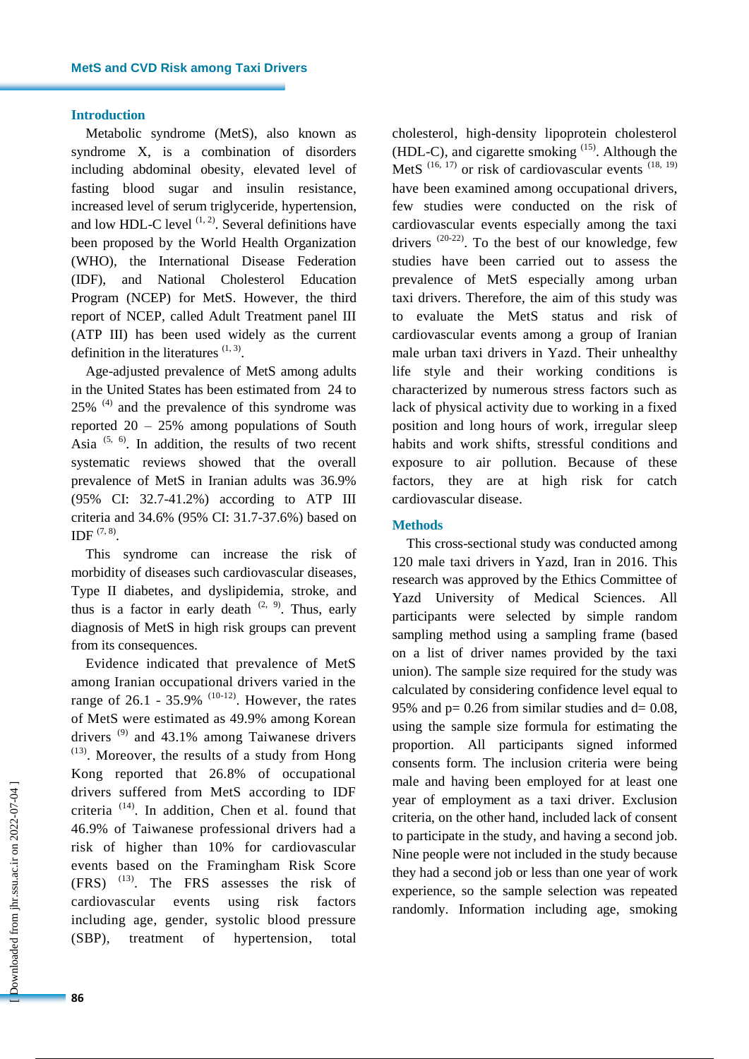## Introduction

Metabolic syndrome (MetS), also known as syndrome X, is a combination of disorders including abdominal obesity, elevated level of fasting blood sugar and insulin resistance, increased level of serum triglyceride, hypertension, and low HDL-C level [1, 2]. Several definitions have been proposed by the World Health Organization (WHO), the International Disease Federation (IDF), and National Cholesterol Education Program (NCEP) for MetS. However, the third report of NCEP, called Adult Treatment panel III (ATP III) has been used widely as the current definition in the literatures [1, 3].

Age-adjusted prevalence of MetS among adults in the United States has been estimated from 24 to 25% [4] and the prevalence of this syndrome was reported 20 – 25% among populations of South Asia [5, 6]. In addition, the results of two recent systematic reviews showed that the overall prevalence of MetS in Iranian adults was 36.9% (95% CI: 32.7-41.2%) according to ATP III criteria and 34.6% (95% CI: 31.7-37.6%) based on IDF [7, 8].

This syndrome can increase the risk of morbidity of diseases such cardiovascular diseases, Type II diabetes, and dyslipidemia, stroke, and thus is a factor in early death [2, 9]. Thus, early diagnosis of MetS in high risk groups can prevent from its consequences.

Evidence indicated that prevalence of MetS among Iranian occupational drivers varied in the range of 26.1 - 35.9% [10-12]. However, the rates of MetS were estimated as 49.9% among Korean drivers [9] and 43.1% among Taiwanese drivers [13]. Moreover, the results of a study from Hong Kong reported that 26.8% of occupational drivers suffered from MetS according to IDF criteria [14]. In addition, Chen et al. found that 46.9% of Taiwanese professional drivers had a risk of higher than 10% for cardiovascular events based on the Framingham Risk Score (FRS) [13]. The FRS assesses the risk of cardiovascular events using risk factors including age, gender, systolic blood pressure (SBP), treatment of hypertension, total cholesterol, high-density lipoprotein cholesterol (HDL-C), and cigarette smoking [15]. Although the MetS [16, 17] or risk of cardiovascular events [18, 19] have been examined among occupational drivers, few studies were conducted on the risk of cardiovascular events especially among the taxi drivers [20-22]. To the best of our knowledge, few studies have been carried out to assess the prevalence of MetS especially among urban taxi drivers. Therefore, the aim of this study was to evaluate the MetS status and risk of cardiovascular events among a group of Iranian male urban taxi drivers in Yazd. Their unhealthy life style and their working conditions is characterized by numerous stress factors such as lack of physical activity due to working in a fixed position and long hours of work, irregular sleep habits and work shifts, stressful conditions and exposure to air pollution. Because of these factors, they are at high risk for catch cardiovascular disease.

## Methods

This cross-sectional study was conducted among 120 male taxi drivers in Yazd, Iran in 2016. This research was approved by the Ethics Committee of Yazd University of Medical Sciences. All participants were selected by simple random sampling method using a sampling frame (based on a list of driver names provided by the taxi union). The sample size required for the study was calculated by considering confidence level equal to 95% and p= 0.26 from similar studies and d= 0.08, using the sample size formula for estimating the proportion. All participants signed informed consents form. The inclusion criteria were being male and having been employed for at least one year of employment as a taxi driver. Exclusion criteria, on the other hand, included lack of consent to participate in the study, and having a second job. Nine people were not included in the study because they had a second job or less than one year of work experience, so the sample selection was repeated randomly. Information including age, smoking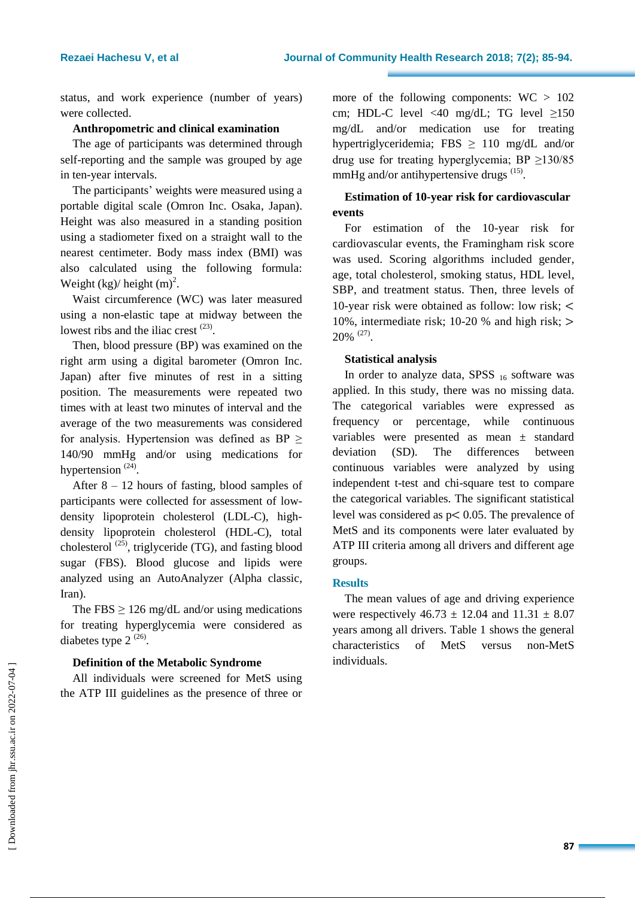status, and work experience (number of years) were collected.

**Anthropometric and clinical examination**

The age of participants was determined through self-reporting and the sample was grouped by age in ten-year intervals.

The participants' weights were measured using a portable digital scale (Omron Inc. Osaka, Japan). Height was also measured in a standing position using a stadiometer fixed on a straight wall to the nearest centimeter. Body mass index (BMI) was also calculated using the following formula: Weight (kg)/ height $(m)^2$.

Waist circumference (WC) was later measured using a non-elastic tape at midway between the lowest ribs and the iliac crest [23].

Then, blood pressure (BP) was examined on the right arm using a digital barometer (Omron Inc. Japan) after five minutes of rest in a sitting position. The measurements were repeated two times with at least two minutes of interval and the average of the two measurements was considered for analysis. Hypertension was defined as BP $\geq$ 140/90 mmHg and/or using medications for hypertension [24].

After 8 – 12 hours of fasting, blood samples of participants were collected for assessment of low-density lipoprotein cholesterol (LDL-C), high-density lipoprotein cholesterol (HDL-C), total cholesterol [25], triglyceride (TG), and fasting blood sugar (FBS). Blood glucose and lipids were analyzed using an AutoAnalyzer (Alpha classic, Iran).

The FBS $\geq$ 126 mg/dL and/or using medications for treating hyperglycemia were considered as diabetes type 2 [26].

**Definition of the Metabolic Syndrome**

All individuals were screened for MetS using the ATP III guidelines as the presence of three or more of the following components: WC > 102 cm; HDL-C level <40 mg/dL; TG level $\geq$150 mg/dL and/or medication use for treating hypertriglyceridemia; FBS $\geq$ 110 mg/dL and/or drug use for treating hyperglycemia; BP $\geq$130/85 mmHg and/or antihypertensive drugs [15].

**Estimation of 10-year risk for cardiovascular events**

For estimation of the 10-year risk for cardiovascular events, the Framingham risk score was used. Scoring algorithms included gender, age, total cholesterol, smoking status, HDL level, SBP, and treatment status. Then, three levels of 10-year risk were obtained as follow: low risk; < 10%, intermediate risk; 10-20 % and high risk; > 20% [27].

**Statistical analysis**

In order to analyze data, SPSS $_{16}$ software was applied. In this study, there was no missing data. The categorical variables were expressed as frequency or percentage, while continuous variables were presented as mean ± standard deviation (SD). The differences between continuous variables were analyzed by using independent t-test and chi-square test to compare the categorical variables. The significant statistical level was considered as $p < 0.05$. The prevalence of MetS and its components were later evaluated by ATP III criteria among all drivers and different age groups.

## Results

The mean values of age and driving experience were respectively 46.73 ± 12.04 and 11.31 ± 8.07 years among all drivers. Table 1 shows the general characteristics of MetS versus non-MetS individuals.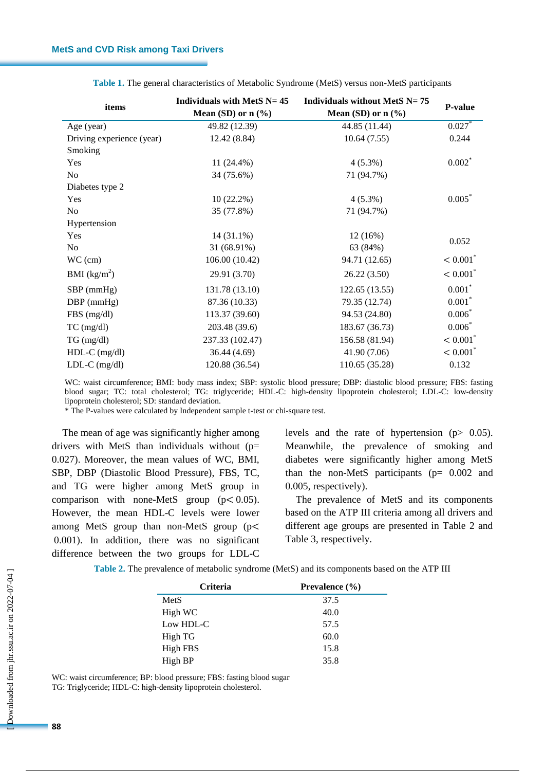**Table 1.** The general characteristics of Metabolic Syndrome (MetS) versus non-MetS participants

| items | Individuals with MetS N= 45 Mean (SD) or n (%) | Individuals without MetS N= 75 Mean (SD) or n (%) | P-value |
|---|---|---|---|
| Age (year) | 49.82 (12.39) | 44.85 (11.44) | 0.027* |
| Driving experience (year) | 12.42 (8.84) | 10.64 (7.55) | 0.244 |
| Smoking | | | |
| Yes | 11 (24.4%) | 4 (5.3%) | 0.002* |
| No | 34 (75.6%) | 71 (94.7%) | |
| Diabetes type 2 | | | |
| Yes | 10 (22.2%) | 4 (5.3%) | 0.005* |
| No | 35 (77.8%) | 71 (94.7%) | |
| Hypertension | | | |
| Yes | 14 (31.1%) | 12 (16%) | 0.052 |
| No | 31 (68.91%) | 63 (84%) | |
| WC (cm) | 106.00 (10.42) | 94.71 (12.65) | < 0.001* |
| BMI ($kg/m^2$) | 29.91 (3.70) | 26.22 (3.50) | < 0.001* |
| SBP (mmHg) | 131.78 (13.10) | 122.65 (13.55) | 0.001* |
| DBP (mmHg) | 87.36 (10.33) | 79.35 (12.74) | 0.001* |
| FBS (mg/dl) | 113.37 (39.60) | 94.53 (24.80) | 0.006* |
| TC (mg/dl) | 203.48 (39.6) | 183.67 (36.73) | 0.006* |
| TG (mg/dl) | 237.33 (102.47) | 156.58 (81.94) | < 0.001* |
| HDL-C (mg/dl) | 36.44 (4.69) | 41.90 (7.06) | < 0.001* |
| LDL-C (mg/dl) | 120.88 (36.54) | 110.65 (35.28) | 0.132 |

WC: waist circumference; BMI: body mass index; SBP: systolic blood pressure; DBP: diastolic blood pressure; FBS: fasting blood sugar; TC: total cholesterol; TG: triglyceride; HDL-C: high-density lipoprotein cholesterol; LDL-C: low-density lipoprotein cholesterol; SD: standard deviation.
* The P-values were calculated by Independent sample t-test or chi-square test.

The mean of age was significantly higher among drivers with MetS than individuals without ($p = 0.027$). Moreover, the mean values of WC, BMI, SBP, DBP (Diastolic Blood Pressure), FBS, TC, and TG were higher among MetS group in comparison with none-MetS group ($p < 0.05$). However, the mean HDL-C levels were lower among MetS group than non-MetS group ($p < 0.001$). In addition, there was no significant difference between the two groups for LDL-C levels and the rate of hypertension ($p > 0.05$). Meanwhile, the prevalence of smoking and diabetes were significantly higher among MetS than the non-MetS participants ($p = 0.002$ and 0.005, respectively).

The prevalence of MetS and its components based on the ATP III criteria among all drivers and different age groups are presented in Table 2 and Table 3, respectively.

**Table 2.** The prevalence of metabolic syndrome (MetS) and its components based on the ATP III

| Criteria | Prevalence (%) |
|---|---|
| MetS | 37.5 |
| High WC | 40.0 |
| Low HDL-C | 57.5 |
| High TG | 60.0 |
| High FBS | 15.8 |
| High BP | 35.8 |

WC: waist circumference; BP: blood pressure; FBS: fasting blood sugar
TG: Triglyceride; HDL-C: high-density lipoprotein cholesterol.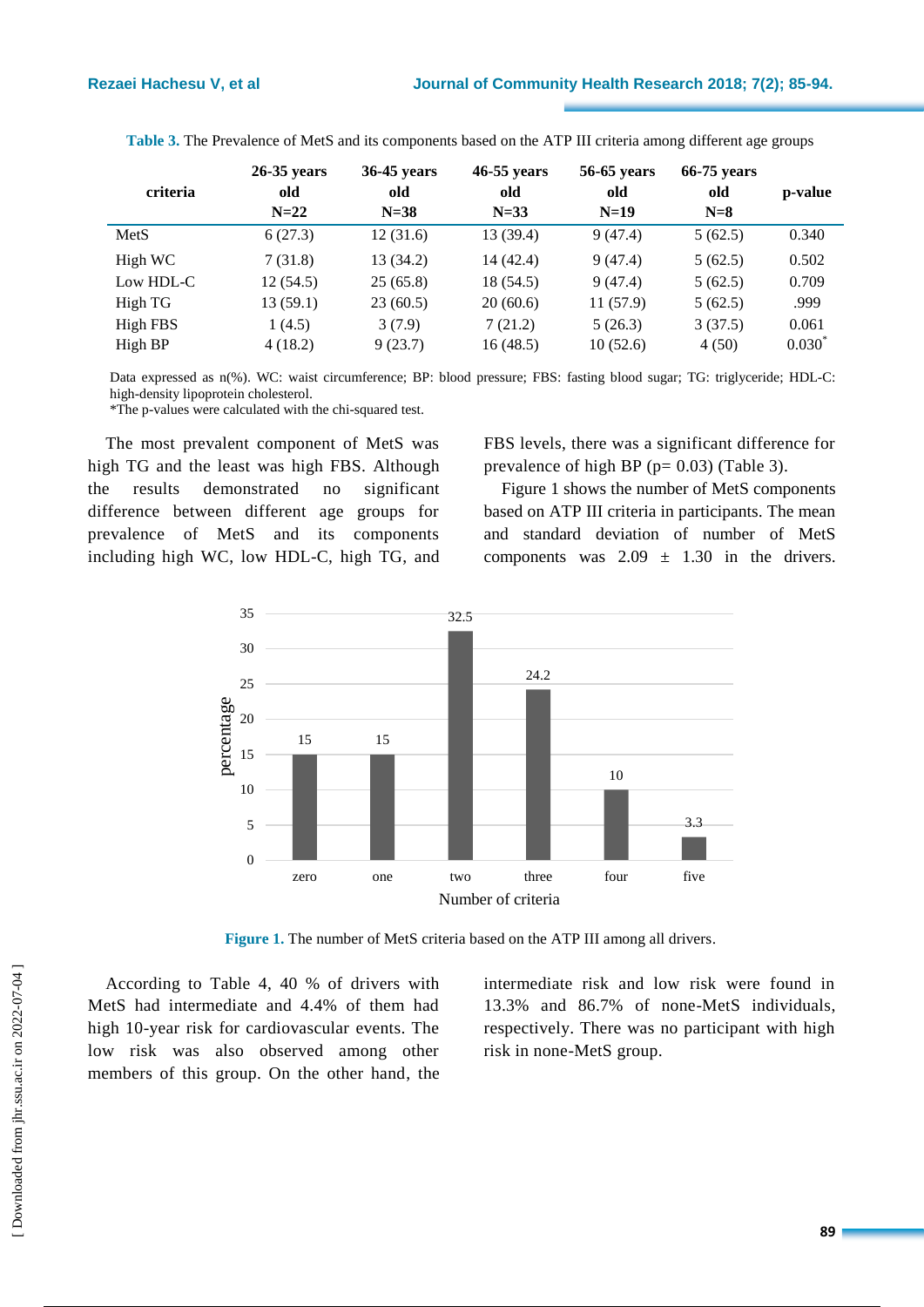**Table 3.** The Prevalence of MetS and its components based on the ATP III criteria among different age groups

| criteria | 26-35 years old N=22 | 36-45 years old N=38 | 46-55 years old N=33 | 56-65 years old N=19 | 66-75 years old N=8 | p-value |
|---|---|---|---|---|---|---|
| MetS | 6 (27.3) | 12 (31.6) | 13 (39.4) | 9 (47.4) | 5 (62.5) | 0.340 |
| High WC | 7 (31.8) | 13 (34.2) | 14 (42.4) | 9 (47.4) | 5 (62.5) | 0.502 |
| Low HDL-C | 12 (54.5) | 25 (65.8) | 18 (54.5) | 9 (47.4) | 5 (62.5) | 0.709 |
| High TG | 13 (59.1) | 23 (60.5) | 20 (60.6) | 11 (57.9) | 5 (62.5) | .999 |
| High FBS | 1 (4.5) | 3 (7.9) | 7 (21.2) | 5 (26.3) | 3 (37.5) | 0.061 |
| High BP | 4 (18.2) | 9 (23.7) | 16 (48.5) | 10 (52.6) | 4 (50) | 0.030* |

Data expressed as n(%). WC: waist circumference; BP: blood pressure; FBS: fasting blood sugar; TG: triglyceride; HDL-C: high-density lipoprotein cholesterol.
*The p-values were calculated with the chi-squared test.

The most prevalent component of MetS was high TG and the least was high FBS. Although the results demonstrated no significant difference between different age groups for prevalence of MetS and its components including high WC, low HDL-C, high TG, and FBS levels, there was a significant difference for prevalence of high BP (p= 0.03) (Table 3).

Figure 1 shows the number of MetS components based on ATP III criteria in participants. The mean and standard deviation of number of MetS components was 2.09 ± 1.30 in the drivers.

**Figure 1.** The number of MetS criteria based on the ATP III among all drivers.

According to Table 4, 40 % of drivers with MetS had intermediate and 4.4% of them had high 10-year risk for cardiovascular events. The low risk was also observed among other members of this group. On the other hand, the intermediate risk and low risk were found in 13.3% and 86.7% of none-MetS individuals, respectively. There was no participant with high risk in none-MetS group.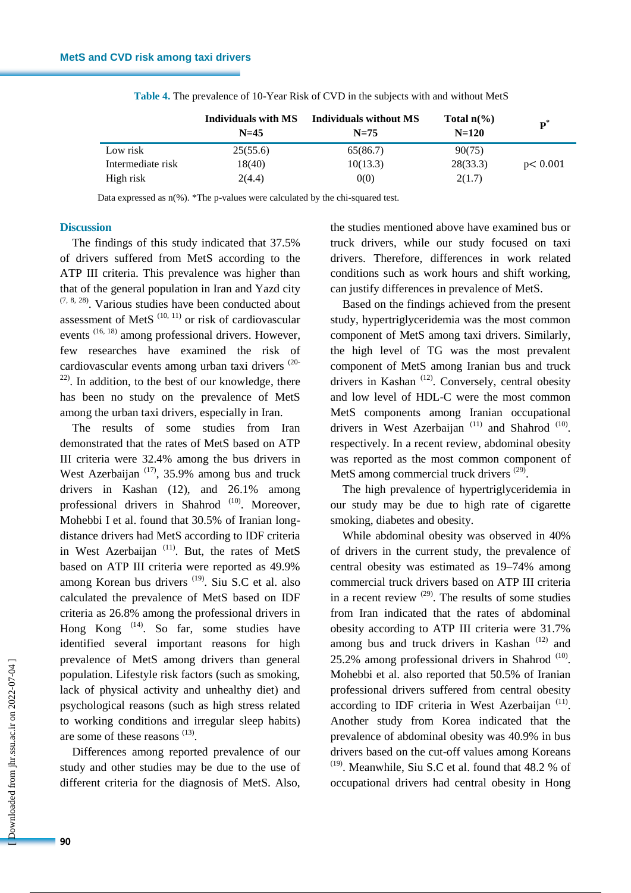**Table 4.** The prevalence of 10-Year Risk of CVD in the subjects with and without MetS

| | Individuals with MS N=45 | Individuals without MS N=75 | Total n(%) N=120 | P* |
|---|---|---|---|---|
| Low risk | 25(55.6) | 65(86.7) | 90(75) | |
| Intermediate risk | 18(40) | 10(13.3) | 28(33.3) | p< 0.001 |
| High risk | 2(4.4) | 0(0) | 2(1.7) | |

Data expressed as n(%). *The p-values were calculated by the chi-squared test.

## Discussion

The findings of this study indicated that 37.5% of drivers suffered from MetS according to the ATP III criteria. This prevalence was higher than that of the general population in Iran and Yazd city [7, 8, 28]. Various studies have been conducted about assessment of MetS [10, 11] or risk of cardiovascular events [16, 18] among professional drivers. However, few researches have examined the risk of cardiovascular events among urban taxi drivers [20-22]. In addition, to the best of our knowledge, there has been no study on the prevalence of MetS among the urban taxi drivers, especially in Iran.

The results of some studies from Iran demonstrated that the rates of MetS based on ATP III criteria were 32.4% among the bus drivers in West Azerbaijan [17], 35.9% among bus and truck drivers in Kashan (12), and 26.1% among professional drivers in Shahrod [10]. Moreover, Mohebbi I et al. found that 30.5% of Iranian long-distance drivers had MetS according to IDF criteria in West Azerbaijan [11]. But, the rates of MetS based on ATP III criteria were reported as 49.9% among Korean bus drivers [19]. Siu S.C et al. also calculated the prevalence of MetS based on IDF criteria as 26.8% among the professional drivers in Hong Kong [14]. So far, some studies have identified several important reasons for high prevalence of MetS among drivers than general population. Lifestyle risk factors (such as smoking, lack of physical activity and unhealthy diet) and psychological reasons (such as high stress related to working conditions and irregular sleep habits) are some of these reasons [13].

Differences among reported prevalence of our study and other studies may be due to the use of different criteria for the diagnosis of MetS. Also, the studies mentioned above have examined bus or truck drivers, while our study focused on taxi drivers. Therefore, differences in work related conditions such as work hours and shift working, can justify differences in prevalence of MetS.

Based on the findings achieved from the present study, hypertriglyceridemia was the most common component of MetS among taxi drivers. Similarly, the high level of TG was the most prevalent component of MetS among Iranian bus and truck drivers in Kashan [12]. Conversely, central obesity and low level of HDL-C were the most common MetS components among Iranian occupational drivers in West Azerbaijan [11] and Shahrod [10]. respectively. In a recent review, abdominal obesity was reported as the most common component of MetS among commercial truck drivers [29].

The high prevalence of hypertriglyceridemia in our study may be due to high rate of cigarette smoking, diabetes and obesity.

While abdominal obesity was observed in 40% of drivers in the current study, the prevalence of central obesity was estimated as 19–74% among commercial truck drivers based on ATP III criteria in a recent review [29]. The results of some studies from Iran indicated that the rates of abdominal obesity according to ATP III criteria were 31.7% among bus and truck drivers in Kashan [12] and 25.2% among professional drivers in Shahrod [10]. Mohebbi et al. also reported that 50.5% of Iranian professional drivers suffered from central obesity according to IDF criteria in West Azerbaijan [11]. Another study from Korea indicated that the prevalence of abdominal obesity was 40.9% in bus drivers based on the cut-off values among Koreans [19]. Meanwhile, Siu S.C et al. found that 48.2 % of occupational drivers had central obesity in Hong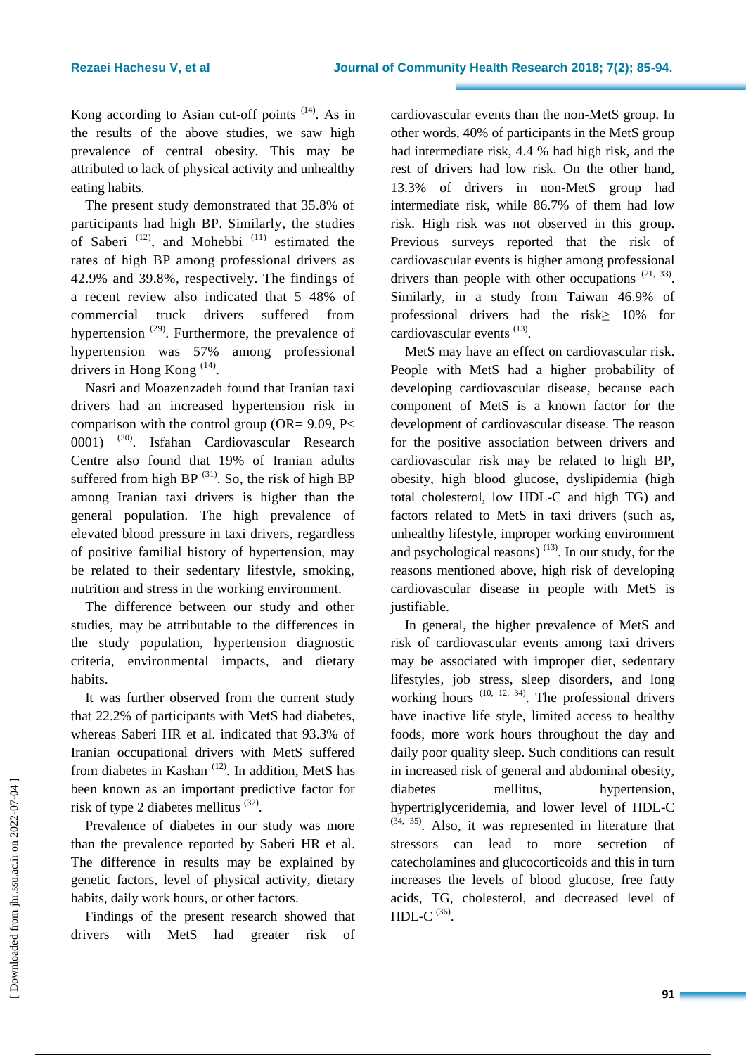Kong according to Asian cut-off points [14]. As in the results of the above studies, we saw high prevalence of central obesity. This may be attributed to lack of physical activity and unhealthy eating habits.

The present study demonstrated that 35.8% of participants had high BP. Similarly, the studies of Saberi [12], and Mohebbi [11] estimated the rates of high BP among professional drivers as 42.9% and 39.8%, respectively. The findings of a recent review also indicated that 5–48% of commercial truck drivers suffered from hypertension [29]. Furthermore, the prevalence of hypertension was 57% among professional drivers in Hong Kong [14].

Nasri and Moazenzadeh found that Iranian taxi drivers had an increased hypertension risk in comparison with the control group (OR= 9.09, P< 0001) [30]. Isfahan Cardiovascular Research Centre also found that 19% of Iranian adults suffered from high BP [31]. So, the risk of high BP among Iranian taxi drivers is higher than the general population. The high prevalence of elevated blood pressure in taxi drivers, regardless of positive familial history of hypertension, may be related to their sedentary lifestyle, smoking, nutrition and stress in the working environment.

The difference between our study and other studies, may be attributable to the differences in the study population, hypertension diagnostic criteria, environmental impacts, and dietary habits.

It was further observed from the current study that 22.2% of participants with MetS had diabetes, whereas Saberi HR et al. indicated that 93.3% of Iranian occupational drivers with MetS suffered from diabetes in Kashan [12]. In addition, MetS has been known as an important predictive factor for risk of type 2 diabetes mellitus [32].

Prevalence of diabetes in our study was more than the prevalence reported by Saberi HR et al. The difference in results may be explained by genetic factors, level of physical activity, dietary habits, daily work hours, or other factors.

Findings of the present research showed that drivers with MetS had greater risk of cardiovascular events than the non-MetS group. In other words, 40% of participants in the MetS group had intermediate risk, 4.4 % had high risk, and the rest of drivers had low risk. On the other hand, 13.3% of drivers in non-MetS group had intermediate risk, while 86.7% of them had low risk. High risk was not observed in this group. Previous surveys reported that the risk of cardiovascular events is higher among professional drivers than people with other occupations [21, 33]. Similarly, in a study from Taiwan 46.9% of professional drivers had the risk≥ 10% for cardiovascular events [13].

MetS may have an effect on cardiovascular risk. People with MetS had a higher probability of developing cardiovascular disease, because each component of MetS is a known factor for the development of cardiovascular disease. The reason for the positive association between drivers and cardiovascular risk may be related to high BP, obesity, high blood glucose, dyslipidemia (high total cholesterol, low HDL-C and high TG) and factors related to MetS in taxi drivers (such as, unhealthy lifestyle, improper working environment and psychological reasons) [13]. In our study, for the reasons mentioned above, high risk of developing cardiovascular disease in people with MetS is justifiable.

In general, the higher prevalence of MetS and risk of cardiovascular events among taxi drivers may be associated with improper diet, sedentary lifestyles, job stress, sleep disorders, and long working hours [10, 12, 34]. The professional drivers have inactive life style, limited access to healthy foods, more work hours throughout the day and daily poor quality sleep. Such conditions can result in increased risk of general and abdominal obesity, diabetes mellitus, hypertension, hypertriglyceridemia, and lower level of HDL-C [34, 35]. Also, it was represented in literature that stressors can lead to more secretion of catecholamines and glucocorticoids and this in turn increases the levels of blood glucose, free fatty acids, TG, cholesterol, and decreased level of HDL-C [36].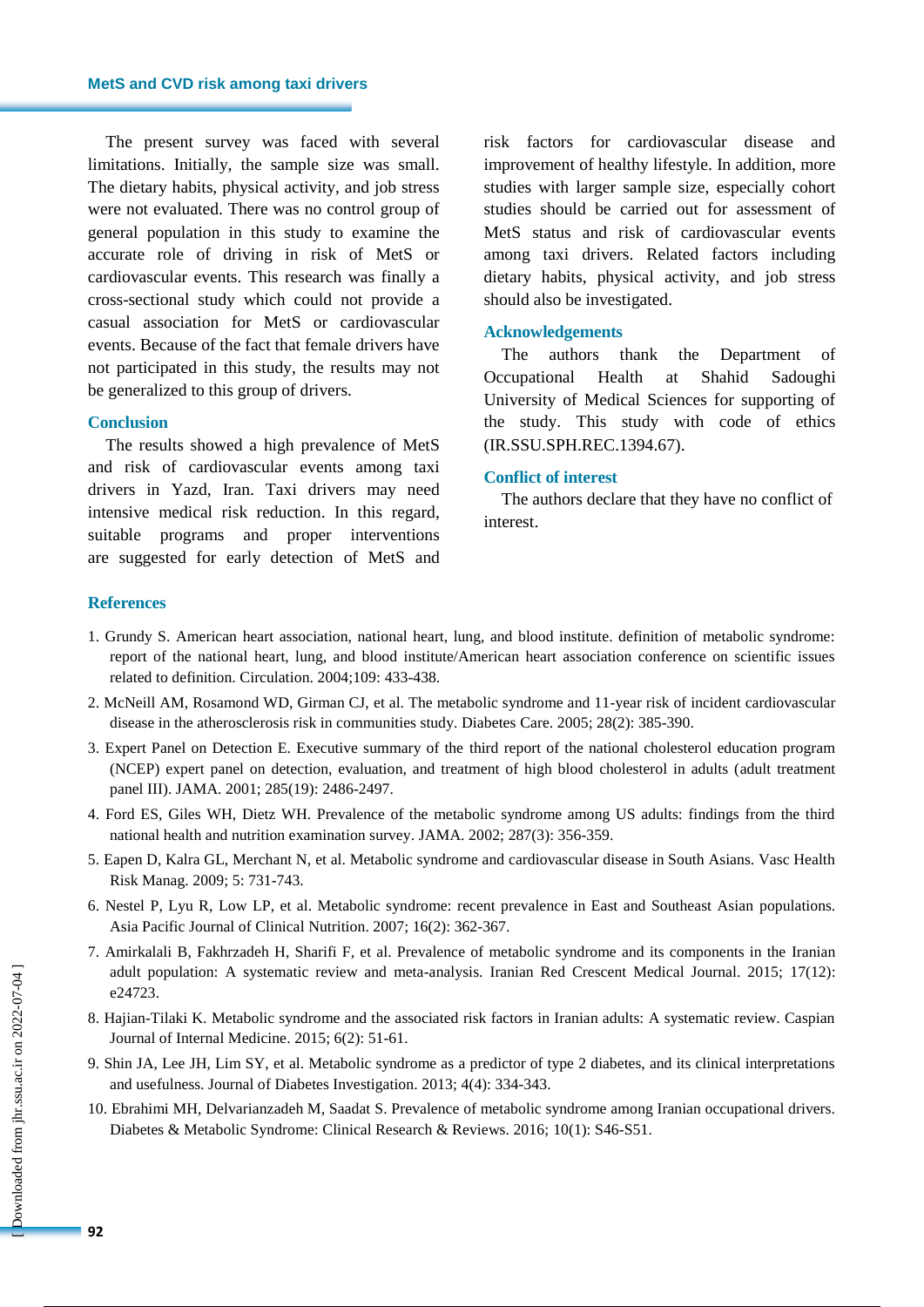The present survey was faced with several limitations. Initially, the sample size was small. The dietary habits, physical activity, and job stress were not evaluated. There was no control group of general population in this study to examine the accurate role of driving in risk of MetS or cardiovascular events. This research was finally a cross-sectional study which could not provide a casual association for MetS or cardiovascular events. Because of the fact that female drivers have not participated in this study, the results may not be generalized to this group of drivers.

## Conclusion

The results showed a high prevalence of MetS and risk of cardiovascular events among taxi drivers in Yazd, Iran. Taxi drivers may need intensive medical risk reduction. In this regard, suitable programs and proper interventions are suggested for early detection of MetS and risk factors for cardiovascular disease and improvement of healthy lifestyle. In addition, more studies with larger sample size, especially cohort studies should be carried out for assessment of MetS status and risk of cardiovascular events among taxi drivers. Related factors including dietary habits, physical activity, and job stress should also be investigated.

## Acknowledgements

The authors thank the Department of Occupational Health at Shahid Sadoughi University of Medical Sciences for supporting of the study. This study with code of ethics (IR.SSU.SPH.REC.1394.67).

## Conflict of interest

The authors declare that they have no conflict of interest.

## References

1. Grundy S. American heart association, national heart, lung, and blood institute. definition of metabolic syndrome: report of the national heart, lung, and blood institute/American heart association conference on scientific issues related to definition. Circulation. 2004;109: 433-438.
2. McNeill AM, Rosamond WD, Girman CJ, et al. The metabolic syndrome and 11-year risk of incident cardiovascular disease in the atherosclerosis risk in communities study. Diabetes Care. 2005; 28(2): 385-390.
3. Expert Panel on Detection E. Executive summary of the third report of the national cholesterol education program (NCEP) expert panel on detection, evaluation, and treatment of high blood cholesterol in adults (adult treatment panel III). JAMA. 2001; 285(19): 2486-2497.
4. Ford ES, Giles WH, Dietz WH. Prevalence of the metabolic syndrome among US adults: findings from the third national health and nutrition examination survey. JAMA. 2002; 287(3): 356-359.
5. Eapen D, Kalra GL, Merchant N, et al. Metabolic syndrome and cardiovascular disease in South Asians. Vasc Health Risk Manag. 2009; 5: 731-743.
6. Nestel P, Lyu R, Low LP, et al. Metabolic syndrome: recent prevalence in East and Southeast Asian populations. Asia Pacific Journal of Clinical Nutrition. 2007; 16(2): 362-367.
7. Amirkalali B, Fakhrzadeh H, Sharifi F, et al. Prevalence of metabolic syndrome and its components in the Iranian adult population: A systematic review and meta-analysis. Iranian Red Crescent Medical Journal. 2015; 17(12): e24723.
8. Hajian-Tilaki K. Metabolic syndrome and the associated risk factors in Iranian adults: A systematic review. Caspian Journal of Internal Medicine. 2015; 6(2): 51-61.
9. Shin JA, Lee JH, Lim SY, et al. Metabolic syndrome as a predictor of type 2 diabetes, and its clinical interpretations and usefulness. Journal of Diabetes Investigation. 2013; 4(4): 334-343.
10. Ebrahimi MH, Delvarianzadeh M, Saadat S. Prevalence of metabolic syndrome among Iranian occupational drivers. Diabetes & Metabolic Syndrome: Clinical Research & Reviews. 2016; 10(1): S46-S51.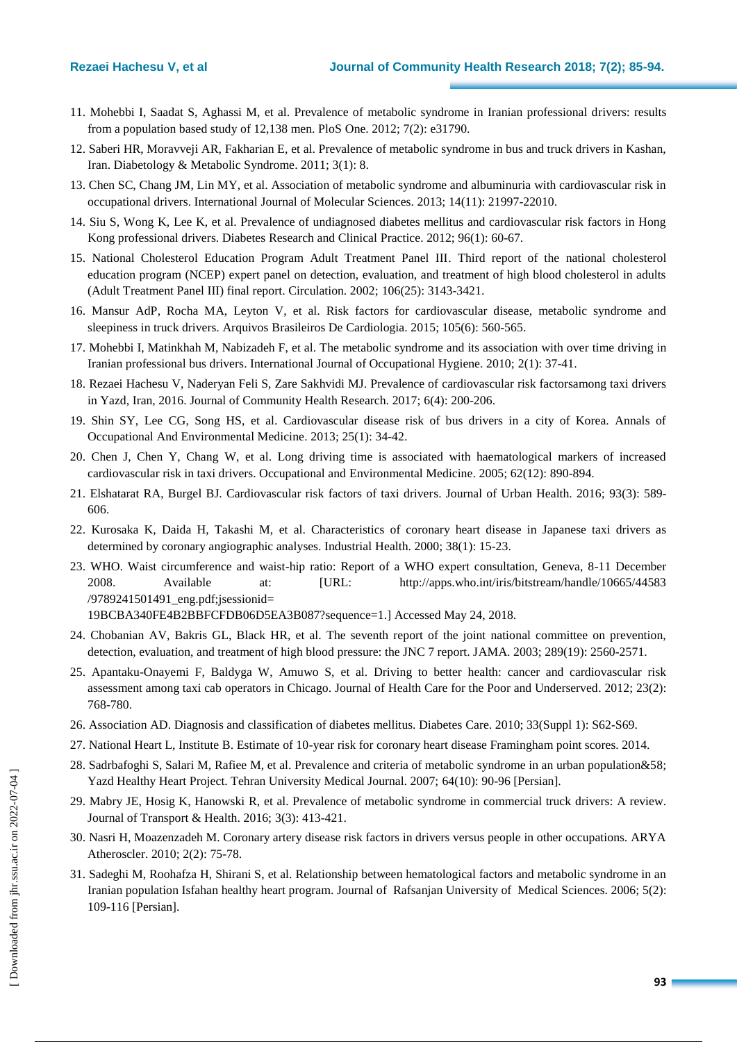11. Mohebbi I, Saadat S, Aghassi M, et al. Prevalence of metabolic syndrome in Iranian professional drivers: results from a population based study of 12,138 men. PloS One. 2012; 7(2): e31790.
12. Saberi HR, Moravveji AR, Fakharian E, et al. Prevalence of metabolic syndrome in bus and truck drivers in Kashan, Iran. Diabetology & Metabolic Syndrome. 2011; 3(1): 8.
13. Chen SC, Chang JM, Lin MY, et al. Association of metabolic syndrome and albuminuria with cardiovascular risk in occupational drivers. International Journal of Molecular Sciences. 2013; 14(11): 21997-22010.
14. Siu S, Wong K, Lee K, et al. Prevalence of undiagnosed diabetes mellitus and cardiovascular risk factors in Hong Kong professional drivers. Diabetes Research and Clinical Practice. 2012; 96(1): 60-67.
15. National Cholesterol Education Program Adult Treatment Panel III. Third report of the national cholesterol education program (NCEP) expert panel on detection, evaluation, and treatment of high blood cholesterol in adults (Adult Treatment Panel III) final report. Circulation. 2002; 106(25): 3143-3421.
16. Mansur AdP, Rocha MA, Leyton V, et al. Risk factors for cardiovascular disease, metabolic syndrome and sleepiness in truck drivers. Arquivos Brasileiros De Cardiologia. 2015; 105(6): 560-565.
17. Mohebbi I, Matinkhah M, Nabizadeh F, et al. The metabolic syndrome and its association with over time driving in Iranian professional bus drivers. International Journal of Occupational Hygiene. 2010; 2(1): 37-41.
18. Rezaei Hachesu V, Naderyan Feli S, Zare Sakhvidi MJ. Prevalence of cardiovascular risk factorsamong taxi drivers in Yazd, Iran, 2016. Journal of Community Health Research. 2017; 6(4): 200-206.
19. Shin SY, Lee CG, Song HS, et al. Cardiovascular disease risk of bus drivers in a city of Korea. Annals of Occupational And Environmental Medicine. 2013; 25(1): 34-42.
20. Chen J, Chen Y, Chang W, et al. Long driving time is associated with haematological markers of increased cardiovascular risk in taxi drivers. Occupational and Environmental Medicine. 2005; 62(12): 890-894.
21. Elshatarat RA, Burgel BJ. Cardiovascular risk factors of taxi drivers. Journal of Urban Health. 2016; 93(3): 589-606.
22. Kurosaka K, Daida H, Takashi M, et al. Characteristics of coronary heart disease in Japanese taxi drivers as determined by coronary angiographic analyses. Industrial Health. 2000; 38(1): 15-23.
23. WHO. Waist circumference and waist-hip ratio: Report of a WHO expert consultation, Geneva, 8-11 December 2008. Available at: [URL: http://apps.who.int/iris/bitstream/handle/10665/44583/9789241501491_eng.pdf;jsessionid=19BCBA340FE4B2BBFCFDB06D5EA3B087?sequence=1.] Accessed May 24, 2018.
24. Chobanian AV, Bakris GL, Black HR, et al. The seventh report of the joint national committee on prevention, detection, evaluation, and treatment of high blood pressure: the JNC 7 report. JAMA. 2003; 289(19): 2560-2571.
25. Apantaku-Onayemi F, Baldyga W, Amuwo S, et al. Driving to better health: cancer and cardiovascular risk assessment among taxi cab operators in Chicago. Journal of Health Care for the Poor and Underserved. 2012; 23(2): 768-780.
26. Association AD. Diagnosis and classification of diabetes mellitus. Diabetes Care. 2010; 33(Suppl 1): S62-S69.
27. National Heart L, Institute B. Estimate of 10-year risk for coronary heart disease Framingham point scores. 2014.
28. Sadrbafoghi S, Salari M, Rafiee M, et al. Prevalence and criteria of metabolic syndrome in an urban population&58; Yazd Healthy Heart Project. Tehran University Medical Journal. 2007; 64(10): 90-96 [Persian].
29. Mabry JE, Hosig K, Hanowski R, et al. Prevalence of metabolic syndrome in commercial truck drivers: A review. Journal of Transport & Health. 2016; 3(3): 413-421.
30. Nasri H, Moazenzadeh M. Coronary artery disease risk factors in drivers versus people in other occupations. ARYA Atheroscler. 2010; 2(2): 75-78.
31. Sadeghi M, Roohafza H, Shirani S, et al. Relationship between hematological factors and metabolic syndrome in an Iranian population Isfahan healthy heart program. Journal of Rafsanjan University of Medical Sciences. 2006; 5(2): 109-116 [Persian].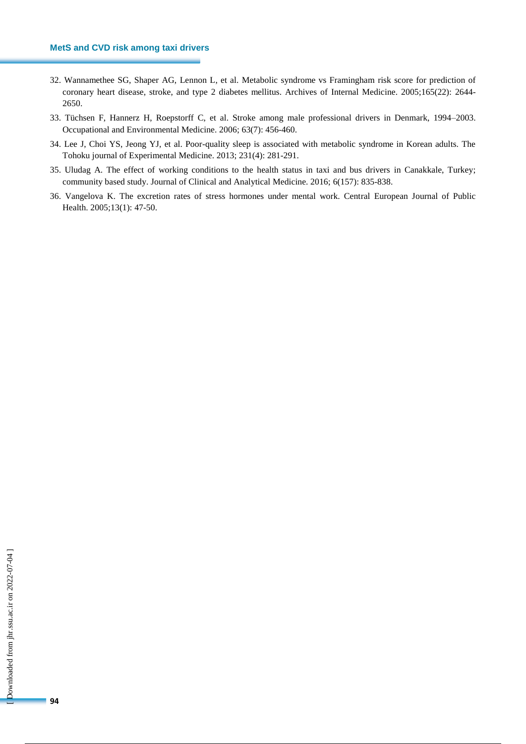32. Wannamethee SG, Shaper AG, Lennon L, et al. Metabolic syndrome vs Framingham risk score for prediction of coronary heart disease, stroke, and type 2 diabetes mellitus. Archives of Internal Medicine. 2005;165(22): 2644-2650.
33. Tüchsen F, Hannerz H, Roepstorff C, et al. Stroke among male professional drivers in Denmark, 1994–2003. Occupational and Environmental Medicine. 2006; 63(7): 456-460.
34. Lee J, Choi YS, Jeong YJ, et al. Poor-quality sleep is associated with metabolic syndrome in Korean adults. The Tohoku journal of Experimental Medicine. 2013; 231(4): 281-291.
35. Uludag A. The effect of working conditions to the health status in taxi and bus drivers in Canakkale, Turkey; community based study. Journal of Clinical and Analytical Medicine. 2016; 6(157): 835-838.
36. Vangelova K. The excretion rates of stress hormones under mental work. Central European Journal of Public Health. 2005;13(1): 47-50.